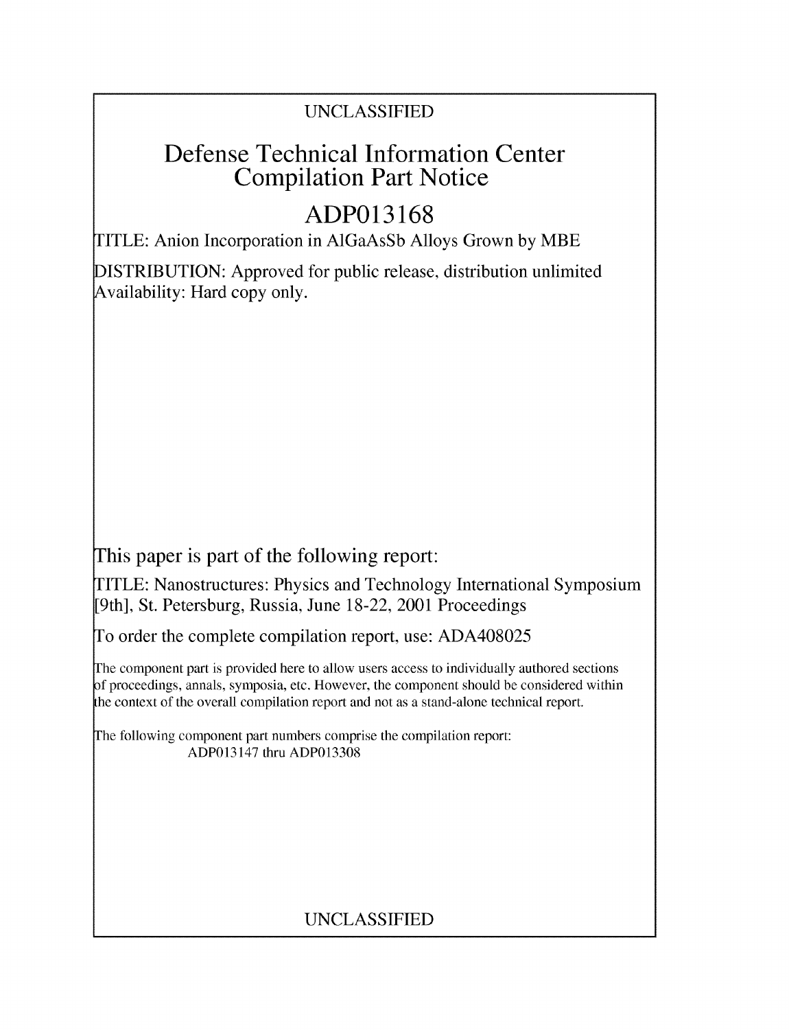UNCLASSIFIED

# Defense Technical Information Center Compilation Part Notice

# ADP013168

TITLE: Anion Incorporation in AlGaAsSb Alloys Grown by MBE

DISTRIBUTION: Approved for public release, distribution unlimited
Availability: Hard copy only.

This paper is part of the following report:

TITLE: Nanostructures: Physics and Technology International Symposium [9th], St. Petersburg, Russia, June 18-22, 2001 Proceedings

To order the complete compilation report, use: ADA408025

The component part is provided here to allow users access to individually authored sections of proceedings, annals, symposia, etc. However, the component should be considered within the context of the overall compilation report and not as a stand-alone technical report.

The following component part numbers comprise the compilation report:
ADP013147 thru ADP013308

UNCLASSIFIED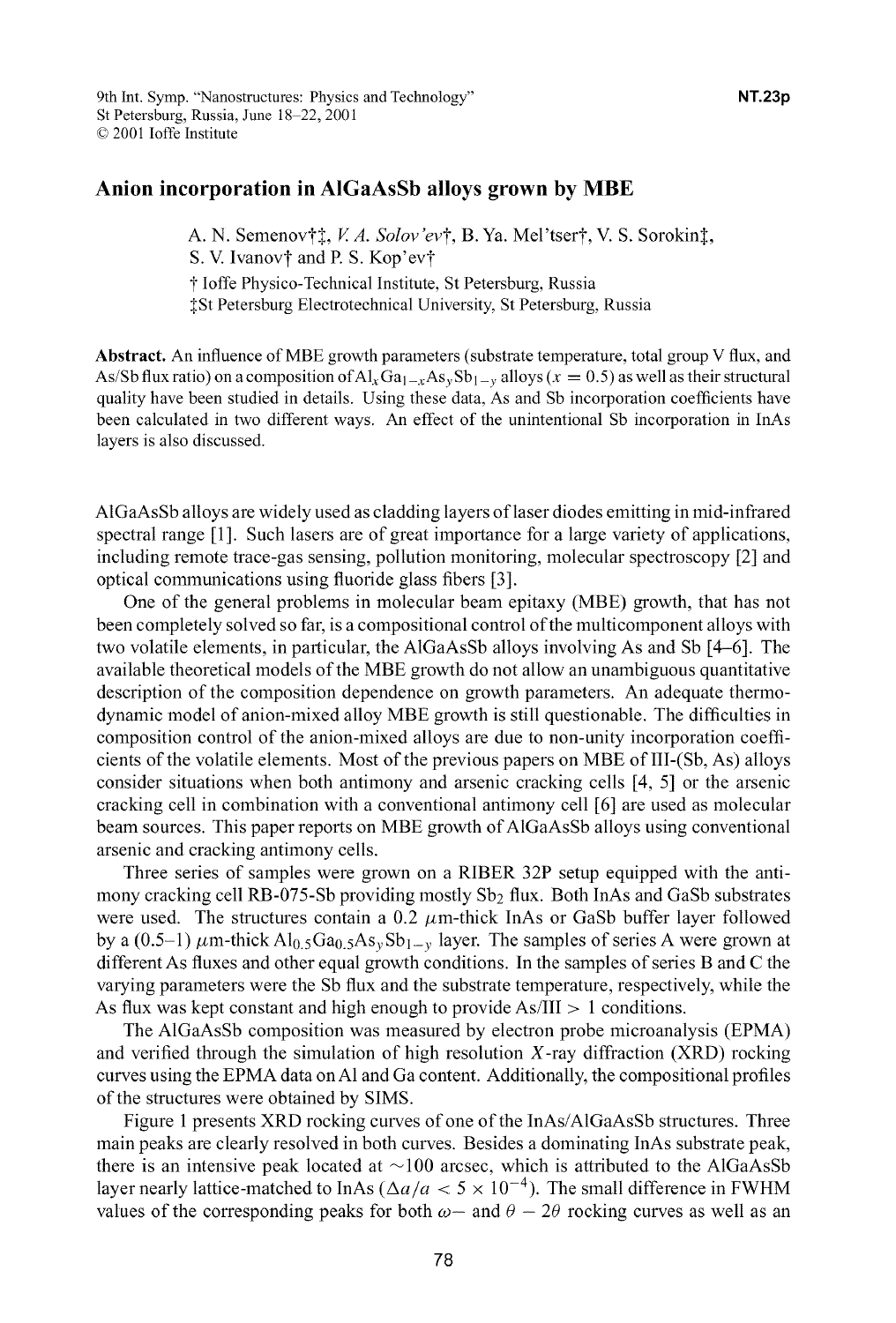# Anion incorporation in AlGaAsSb alloys grown by MBE

A. N. Semenov†‡, *V. A. Solov'ev*†, B. Ya. Mel'tser†, V. S. Sorokin‡, S. V. Ivanov† and P. S. Kop'ev†

† Ioffe Physico-Technical Institute, St Petersburg, Russia
‡St Petersburg Electrotechnical University, St Petersburg, Russia

**Abstract.** An influence of MBE growth parameters (substrate temperature, total group V flux, and As/Sb flux ratio) on a composition of $Al_xGa_{1-x}As_ySb_{1-y}$ alloys ($x = 0.5$) as well as their structural quality have been studied in details. Using these data, As and Sb incorporation coefficients have been calculated in two different ways. An effect of the unintentional Sb incorporation in InAs layers is also discussed.

AlGaAsSb alloys are widely used as cladding layers of laser diodes emitting in mid-infrared spectral range [1]. Such lasers are of great importance for a large variety of applications, including remote trace-gas sensing, pollution monitoring, molecular spectroscopy [2] and optical communications using fluoride glass fibers [3].

One of the general problems in molecular beam epitaxy (MBE) growth, that has not been completely solved so far, is a compositional control of the multicomponent alloys with two volatile elements, in particular, the AlGaAsSb alloys involving As and Sb [4–6]. The available theoretical models of the MBE growth do not allow an unambiguous quantitative description of the composition dependence on growth parameters. An adequate thermodynamic model of anion-mixed alloy MBE growth is still questionable. The difficulties in composition control of the anion-mixed alloys are due to non-unity incorporation coefficients of the volatile elements. Most of the previous papers on MBE of III-(Sb, As) alloys consider situations when both antimony and arsenic cracking cells [4, 5] or the arsenic cracking cell in combination with a conventional antimony cell [6] are used as molecular beam sources. This paper reports on MBE growth of AlGaAsSb alloys using conventional arsenic and cracking antimony cells.

Three series of samples were grown on a RIBER 32P setup equipped with the antimony cracking cell RB-075-Sb providing mostly $Sb_2$ flux. Both InAs and GaSb substrates were used. The structures contain a 0.2 $\mu$m-thick InAs or GaSb buffer layer followed by a (0.5–1) $\mu$m-thick $Al_{0.5}Ga_{0.5}As_ySb_{1-y}$ layer. The samples of series A were grown at different As fluxes and other equal growth conditions. In the samples of series B and C the varying parameters were the Sb flux and the substrate temperature, respectively, while the As flux was kept constant and high enough to provide As/III > 1 conditions.

The AlGaAsSb composition was measured by electron probe microanalysis (EPMA) and verified through the simulation of high resolution $X$-ray diffraction (XRD) rocking curves using the EPMA data on Al and Ga content. Additionally, the compositional profiles of the structures were obtained by SIMS.

Figure 1 presents XRD rocking curves of one of the InAs/AlGaAsSb structures. Three main peaks are clearly resolved in both curves. Besides a dominating InAs substrate peak, there is an intensive peak located at ~100 arcsec, which is attributed to the AlGaAsSb layer nearly lattice-matched to InAs ($\Delta a/a < 5 \times 10^{-4}$). The small difference in FWHM values of the corresponding peaks for both $\omega-$ and $\theta - 2\theta$ rocking curves as well as an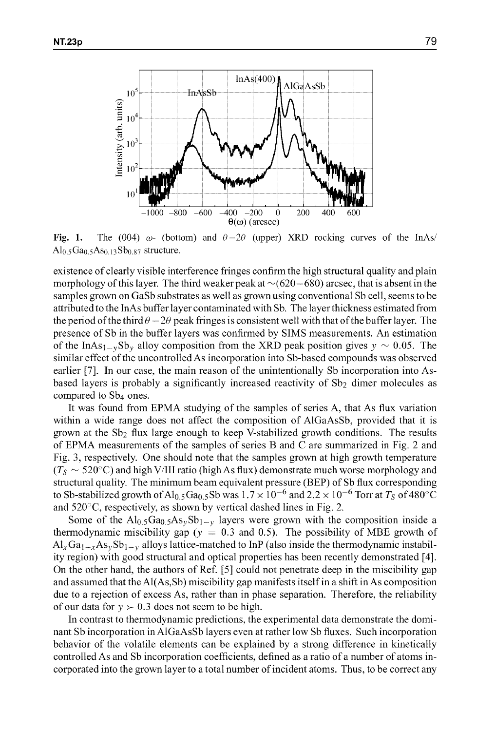Fig. 1. The (004) $\omega$- (bottom) and $\theta-2\theta$ (upper) XRD rocking curves of the InAs/$Al_{0.5}Ga_{0.5}As_{0.13}Sb_{0.87}$ structure.

existence of clearly visible interference fringes confirm the high structural quality and plain morphology of this layer. The third weaker peak at ~(620−680) arcsec, that is absent in the samples grown on GaSb substrates as well as grown using conventional Sb cell, seems to be attributed to the InAs buffer layer contaminated with Sb. The layer thickness estimated from the period of the third $\theta-2\theta$ peak fringes is consistent well with that of the buffer layer. The presence of Sb in the buffer layers was confirmed by SIMS measurements. An estimation of the $InAs_{1-y}Sb_y$ alloy composition from the XRD peak position gives $y \sim 0.05$. The similar effect of the uncontrolled As incorporation into Sb-based compounds was observed earlier [7]. In our case, the main reason of the unintentionally Sb incorporation into As-based layers is probably a significantly increased reactivity of $Sb_2$ dimer molecules as compared to $Sb_4$ ones.

It was found from EPMA studying of the samples of series A, that As flux variation within a wide range does not affect the composition of AlGaAsSb, provided that it is grown at the $Sb_2$ flux large enough to keep V-stabilized growth conditions. The results of EPMA measurements of the samples of series B and C are summarized in Fig. 2 and Fig. 3, respectively. One should note that the samples grown at high growth temperature ($T_S \sim 520$°C) and high V/III ratio (high As flux) demonstrate much worse morphology and structural quality. The minimum beam equivalent pressure (BEP) of Sb flux corresponding to Sb-stabilized growth of $Al_{0.5}Ga_{0.5}Sb$ was $1.7 \times 10^{-6}$ and $2.2 \times 10^{-6}$ Torr at $T_S$ of 480°C and 520°C, respectively, as shown by vertical dashed lines in Fig. 2.

Some of the $Al_{0.5}Ga_{0.5}As_ySb_{1-y}$ layers were grown with the composition inside a thermodynamic miscibility gap ($y = 0.3$ and 0.5). The possibility of MBE growth of $Al_xGa_{1-x}As_ySb_{1-y}$ alloys lattice-matched to InP (also inside the thermodynamic instability region) with good structural and optical properties has been recently demonstrated [4]. On the other hand, the authors of Ref. [5] could not penetrate deep in the miscibility gap and assumed that the Al(As,Sb) miscibility gap manifests itself in a shift in As composition due to a rejection of excess As, rather than in phase separation. Therefore, the reliability of our data for $y \succ 0.3$ does not seem to be high.

In contrast to thermodynamic predictions, the experimental data demonstrate the dominant Sb incorporation in AlGaAsSb layers even at rather low Sb fluxes. Such incorporation behavior of the volatile elements can be explained by a strong difference in kinetically controlled As and Sb incorporation coefficients, defined as a ratio of a number of atoms incorporated into the grown layer to a total number of incident atoms. Thus, to be correct any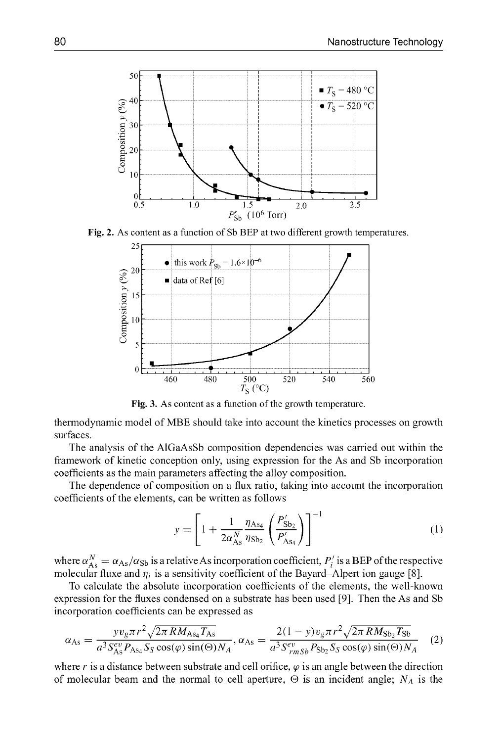Fig. 2. As content as a function of Sb BEP at two different growth temperatures.

Fig. 3. As content as a function of the growth temperature.

thermodynamic model of MBE should take into account the kinetics processes on growth surfaces.

The analysis of the AlGaAsSb composition dependencies was carried out within the framework of kinetic conception only, using expression for the As and Sb incorporation coefficients as the main parameters affecting the alloy composition.

The dependence of composition on a flux ratio, taking into account the incorporation coefficients of the elements, can be written as follows

$$y = \left[1 + \frac{1}{2\alpha_{\mathrm{As}}^{N}} \frac{\eta_{\mathrm{As}_4}}{\eta_{\mathrm{Sb}_2}} \left(\frac{P'_{\mathrm{Sb}_2}}{P'_{\mathrm{As}_4}}\right)\right]^{-1} \tag{1}$$

where $\alpha_{\mathrm{As}}^{N} = \alpha_{\mathrm{As}}/\alpha_{\mathrm{Sb}}$ is a relative As incorporation coefficient, $P'_i$ is a BEP of the respective molecular fluxe and $\eta_i$ is a sensitivity coefficient of the Bayard–Alpert ion gauge [8].

To calculate the absolute incorporation coefficients of the elements, the well-known expression for the fluxes condensed on a substrate has been used [9]. Then the As and Sb incorporation coefficients can be expressed as

$$\alpha_{\mathrm{As}} = \frac{y v_g \pi r^2 \sqrt{2\pi R M_{\mathrm{As}_4} T_{\mathrm{As}}}}{a^3 S_{\mathrm{As}}^{ev} P_{\mathrm{As}_4} S_S \cos(\varphi) \sin(\Theta) N_A}, \; \alpha_{\mathrm{As}} = \frac{2(1-y) v_g \pi r^2 \sqrt{2\pi R M_{\mathrm{Sb}_2} T_{\mathrm{Sb}}}}{a^3 S_{rm\,Sb}^{ev} P_{\mathrm{Sb}_2} S_S \cos(\varphi) \sin(\Theta) N_A} \tag{2}$$

where $r$ is a distance between substrate and cell orifice, $\varphi$ is an angle between the direction of molecular beam and the normal to cell aperture, $\Theta$ is an incident angle; $N_A$ is the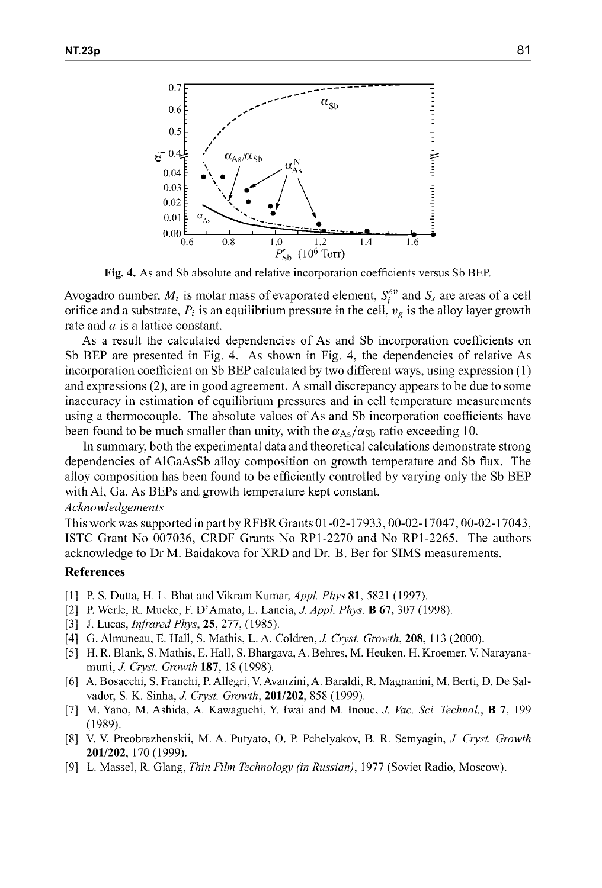0.7
0.6
0.5
$\alpha_i$ 0.4
0.04
0.03
0.02
0.01
0.00
0.6 0.8 1.0 1.2 1.4 1.6
$P'_{Sb}$ ($10^6$ Torr)
$\alpha_{Sb}$
$\alpha_{As}/\alpha_{Sb}$
$\alpha_{As}^N$
$\alpha_{As}$

**Fig. 4.** As and Sb absolute and relative incorporation coefficients versus Sb BEP.

Avogadro number, $M_i$ is molar mass of evaporated element, $S_i^{ev}$ and $S_s$ are areas of a cell orifice and a substrate, $P_i$ is an equilibrium pressure in the cell, $v_g$ is the alloy layer growth rate and $a$ is a lattice constant.

As a result the calculated dependencies of As and Sb incorporation coefficients on Sb BEP are presented in Fig. 4. As shown in Fig. 4, the dependencies of relative As incorporation coefficient on Sb BEP calculated by two different ways, using expression (1) and expressions (2), are in good agreement. A small discrepancy appears to be due to some inaccuracy in estimation of equilibrium pressures and in cell temperature measurements using a thermocouple. The absolute values of As and Sb incorporation coefficients have been found to be much smaller than unity, with the $\alpha_{As}/\alpha_{Sb}$ ratio exceeding 10.

In summary, both the experimental data and theoretical calculations demonstrate strong dependencies of AlGaAsSb alloy composition on growth temperature and Sb flux. The alloy composition has been found to be efficiently controlled by varying only the Sb BEP with Al, Ga, As BEPs and growth temperature kept constant.

*Acknowledgements*

This work was supported in part by RFBR Grants 01-02-17933, 00-02-17047, 00-02-17043, ISTC Grant No 007036, CRDF Grants No RP1-2270 and No RP1-2265. The authors acknowledge to Dr M. Baidakova for XRD and Dr. B. Ber for SIMS measurements.

## References

[1] P. S. Dutta, H. L. Bhat and Vikram Kumar, *Appl. Phys* **81**, 5821 (1997).

[2] P. Werle, R. Mucke, F. D'Amato, L. Lancia, *J. Appl. Phys.* **B 67**, 307 (1998).

[3] J. Lucas, *Infrared Phys*, **25**, 277, (1985).

[4] G. Almuneau, E. Hall, S. Mathis, L. A. Coldren, *J. Cryst. Growth*, **208**, 113 (2000).

[5] H. R. Blank, S. Mathis, E. Hall, S. Bhargava, A. Behres, M. Heuken, H. Kroemer, V. Narayanamurti, *J. Cryst. Growth* **187**, 18 (1998).

[6] A. Bosacchi, S. Franchi, P. Allegri, V. Avanzini, A. Baraldi, R. Magnanini, M. Berti, D. De Salvador, S. K. Sinha, *J. Cryst. Growth*, **201/202**, 858 (1999).

[7] M. Yano, M. Ashida, A. Kawaguchi, Y. Iwai and M. Inoue, *J. Vac. Sci. Technol.*, **B 7**, 199 (1989).

[8] V. V. Preobrazhenskii, M. A. Putyato, O. P. Pchelyakov, B. R. Semyagin, *J. Cryst. Growth* **201/202**, 170 (1999).

[9] L. Massel, R. Glang, *Thin Film Technology (in Russian)*, 1977 (Soviet Radio, Moscow).